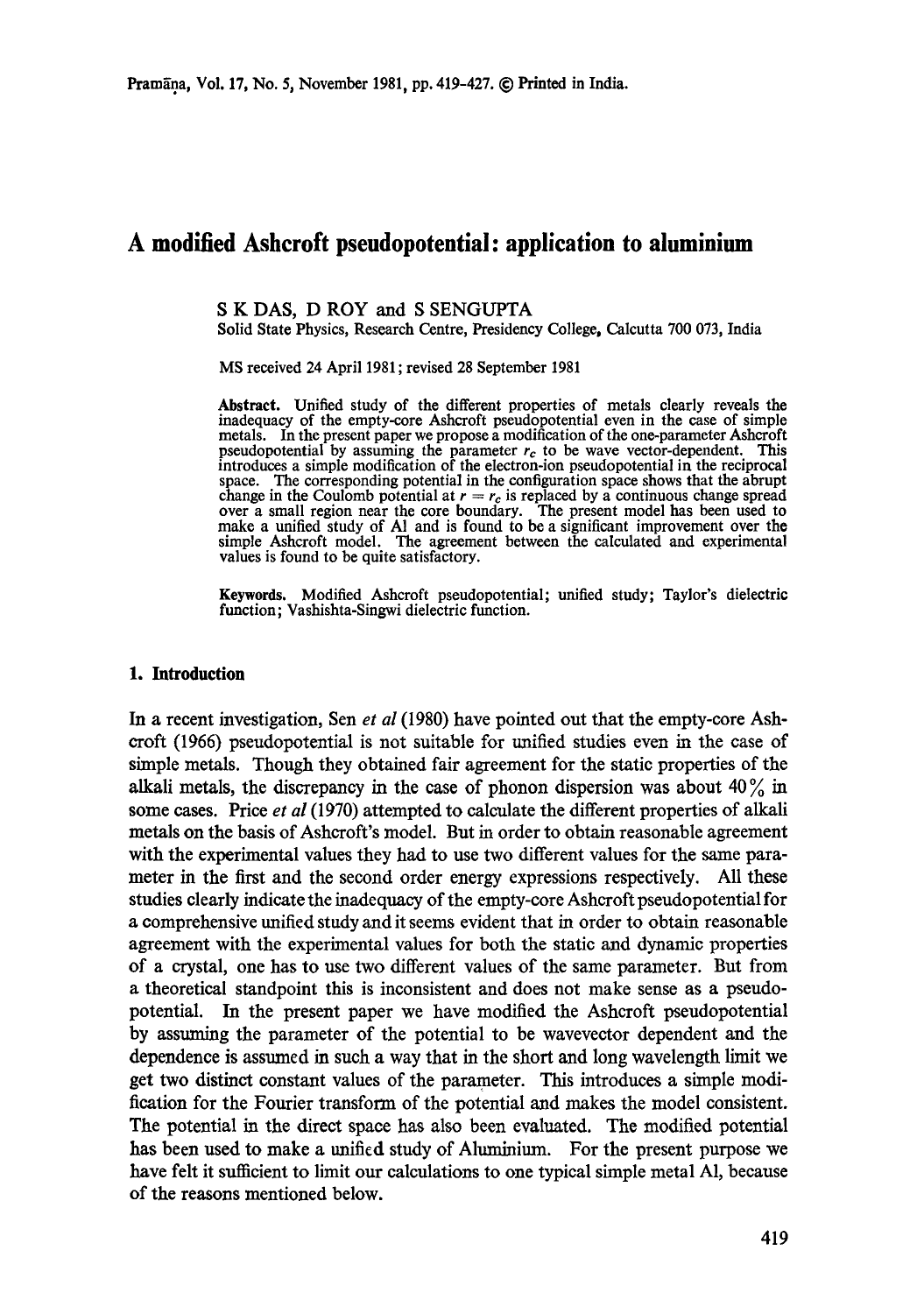# A modified Ashcroft pseudopotential: application to aluminium

S K DAS, D ROY and S SENGUPTA

Solid State Physics, Research Centre, Presidency College, Calcutta 700 073, India

MS received 24 April 1981; revised 28 September 1981

**Abstract.** Unified study of the different properties of metals clearly reveals the inadequacy of the empty-core Ashcroft pseudopotential even in the case of simple metals. In the present paper we propose a modification of the one-parameter Ashcroft pseudopotential by assuming the parameter $r_c$ to be wave vector-dependent. This introduces a simple modification of the electron-ion pseudopotential in the reciprocal space. The corresponding potential in the configuration space shows that the abrupt change in the Coulomb potential at $r = r_c$ is replaced by a continuous change spread over a small region near the core boundary. The present model has been used to make a unified study of Al and is found to be a significant improvement over the simple Ashcroft model. The agreement between the calculated and experimental values is found to be quite satisfactory.

**Keywords.** Modified Ashcroft pseudopotential; unified study; Taylor's dielectric function; Vashishta-Singwi dielectric function.

## 1. Introduction

In a recent investigation, Sen *et al* (1980) have pointed out that the empty-core Ashcroft (1966) pseudopotential is not suitable for unified studies even in the case of simple metals. Though they obtained fair agreement for the static properties of the alkali metals, the discrepancy in the case of phonon dispersion was about 40% in some cases. Price *et al* (1970) attempted to calculate the different properties of alkali metals on the basis of Ashcroft's model. But in order to obtain reasonable agreement with the experimental values they had to use two different values for the same parameter in the first and the second order energy expressions respectively. All these studies clearly indicate the inadequacy of the empty-core Ashcroft pseudopotential for a comprehensive unified study and it seems evident that in order to obtain reasonable agreement with the experimental values for both the static and dynamic properties of a crystal, one has to use two different values of the same parameter. But from a theoretical standpoint this is inconsistent and does not make sense as a pseudopotential. In the present paper we have modified the Ashcroft pseudopotential by assuming the parameter of the potential to be wavevector dependent and the dependence is assumed in such a way that in the short and long wavelength limit we get two distinct constant values of the parameter. This introduces a simple modification for the Fourier transform of the potential and makes the model consistent. The potential in the direct space has also been evaluated. The modified potential has been used to make a unified study of Aluminium. For the present purpose we have felt it sufficient to limit our calculations to one typical simple metal Al, because of the reasons mentioned below.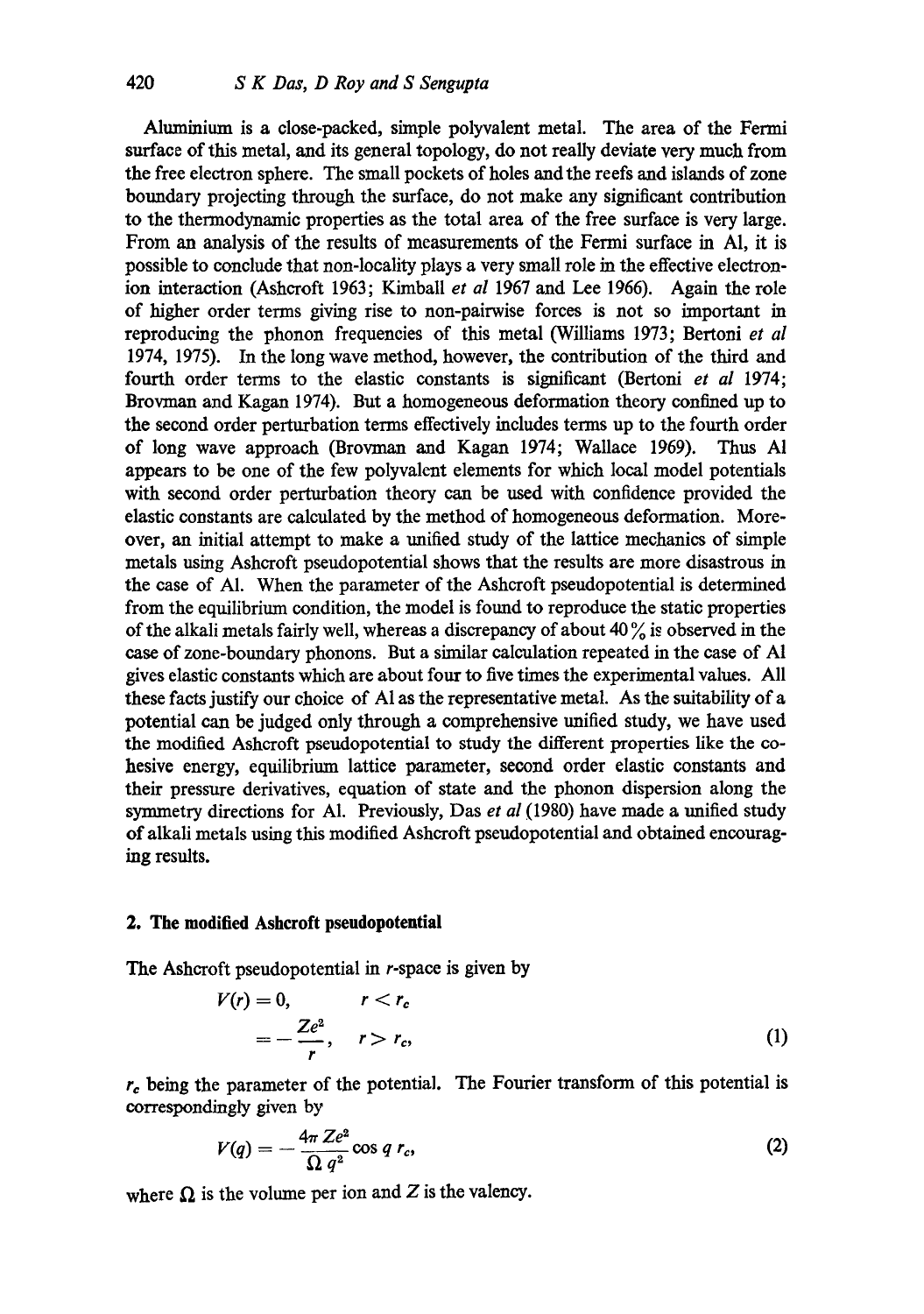Aluminium is a close-packed, simple polyvalent metal. The area of the Fermi surface of this metal, and its general topology, do not really deviate very much from the free electron sphere. The small pockets of holes and the reefs and islands of zone boundary projecting through the surface, do not make any significant contribution to the thermodynamic properties as the total area of the free surface is very large. From an analysis of the results of measurements of the Fermi surface in Al, it is possible to conclude that non-locality plays a very small role in the effective electron-ion interaction (Ashcroft 1963; Kimball *et al* 1967 and Lee 1966). Again the role of higher order terms giving rise to non-pairwise forces is not so important in reproducing the phonon frequencies of this metal (Williams 1973; Bertoni *et al* 1974, 1975). In the long wave method, however, the contribution of the third and fourth order terms to the elastic constants is significant (Bertoni *et al* 1974; Brovman and Kagan 1974). But a homogeneous deformation theory confined up to the second order perturbation terms effectively includes terms up to the fourth order of long wave approach (Brovman and Kagan 1974; Wallace 1969). Thus Al appears to be one of the few polyvalent elements for which local model potentials with second order perturbation theory can be used with confidence provided the elastic constants are calculated by the method of homogeneous deformation. Moreover, an initial attempt to make a unified study of the lattice mechanics of simple metals using Ashcroft pseudopotential shows that the results are more disastrous in the case of Al. When the parameter of the Ashcroft pseudopotential is determined from the equilibrium condition, the model is found to reproduce the static properties of the alkali metals fairly well, whereas a discrepancy of about 40% is observed in the case of zone-boundary phonons. But a similar calculation repeated in the case of Al gives elastic constants which are about four to five times the experimental values. All these facts justify our choice of Al as the representative metal. As the suitability of a potential can be judged only through a comprehensive unified study, we have used the modified Ashcroft pseudopotential to study the different properties like the cohesive energy, equilibrium lattice parameter, second order elastic constants and their pressure derivatives, equation of state and the phonon dispersion along the symmetry directions for Al. Previously, Das *et al* (1980) have made a unified study of alkali metals using this modified Ashcroft pseudopotential and obtained encouraging results.

## 2. The modified Ashcroft pseudopotential

The Ashcroft pseudopotential in $r$-space is given by

$$
\begin{aligned}
V(r) &= 0, \qquad r < r_c \\
&= -\frac{Ze^2}{r}, \quad r > r_c,
\end{aligned}
\tag{1}
$$

$r_c$ being the parameter of the potential. The Fourier transform of this potential is correspondingly given by

$$
V(q) = -\frac{4\pi Ze^2}{\Omega q^2}\cos q r_c, \tag{2}
$$

where $\Omega$ is the volume per ion and $Z$ is the valency.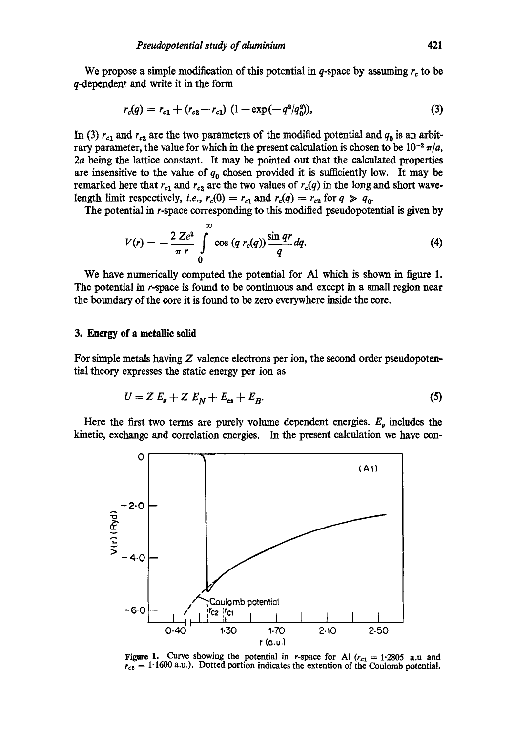We propose a simple modification of this potential in $q$-space by assuming $r_c$ to be $q$-dependent and write it in the form

$$r_c(q) = r_{c1} + (r_{c2} - r_{c1})\,(1 - \exp(-q^2/q_0^2)), \tag{3}$$

In (3) $r_{c1}$ and $r_{c2}$ are the two parameters of the modified potential and $q_0$ is an arbitrary parameter, the value for which in the present calculation is chosen to be $10^{-2}\,\pi/a$, $2a$ being the lattice constant. It may be pointed out that the calculated properties are insensitive to the value of $q_0$ chosen provided it is sufficiently low. It may be remarked here that $r_{c1}$ and $r_{c2}$ are the two values of $r_c(q)$ in the long and short wavelength limit respectively, *i.e.*, $r_c(0) = r_{c1}$ and $r_c(q) = r_{c2}$ for $q \gg q_0$.

The potential in $r$-space corresponding to this modified pseudopotential is given by

$$V(r) = -\frac{2\,Ze^2}{\pi\, r} \int_0^\infty \cos\,(q\, r_c(q))\,\frac{\sin qr}{q}\, dq. \tag{4}$$

We have numerically computed the potential for Al which is shown in figure 1. The potential in $r$-space is found to be continuous and except in a small region near the boundary of the core it is found to be zero everywhere inside the core.

## 3. Energy of a metallic solid

For simple metals having $Z$ valence electrons per ion, the second order pseudopotential theory expresses the static energy per ion as

$$U = Z\,E_g + Z\,E_N + E_{es} + E_B. \tag{5}$$

Here the first two terms are purely volume dependent energies. $E_g$ includes the kinetic, exchange and correlation energies. In the present calculation we have con-

**Figure 1.** Curve showing the potential in $r$-space for Al ($r_{c1} = 1{\cdot}2805$ a.u and $r_{c2} = 1{\cdot}1600$ a.u.). Dotted portion indicates the extention of the Coulomb potential.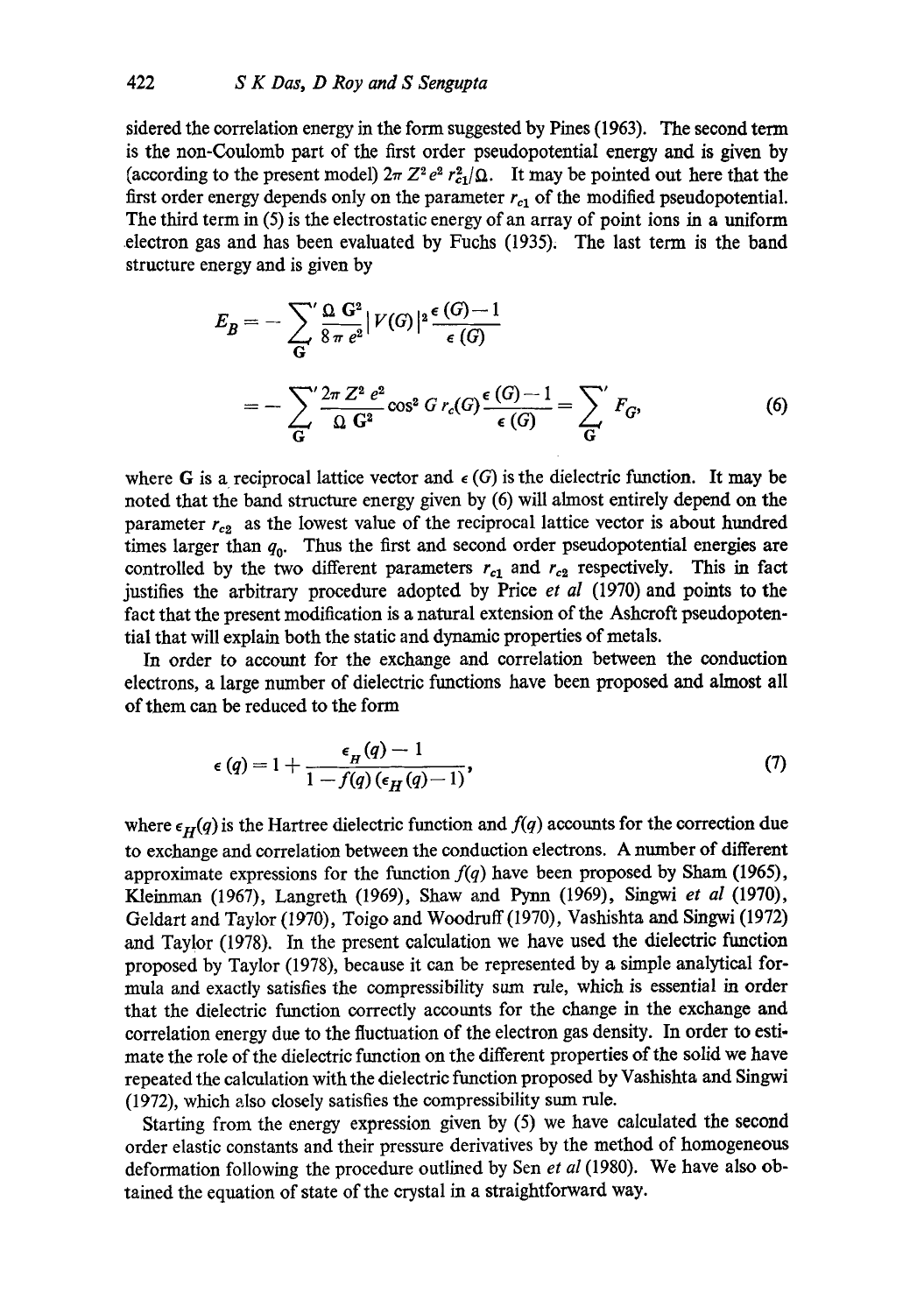sidered the correlation energy in the form suggested by Pines (1963). The second term is the non-Coulomb part of the first order pseudopotential energy and is given by (according to the present model) $2\pi Z^2 e^2 r_{c1}^2/\Omega$. It may be pointed out here that the first order energy depends only on the parameter $r_{c1}$ of the modified pseudopotential. The third term in (5) is the electrostatic energy of an array of point ions in a uniform electron gas and has been evaluated by Fuchs (1935). The last term is the band structure energy and is given by

$$E_B = -\sum_{\mathbf{G}}{}' \frac{\Omega \, \mathbf{G}^2}{8\pi e^2} |V(G)|^2 \frac{\epsilon(G)-1}{\epsilon(G)}$$

$$= -\sum_{\mathbf{G}}{}' \frac{2\pi Z^2 e^2}{\Omega \, \mathbf{G}^2} \cos^2 G\, r_c(G) \frac{\epsilon(G)-1}{\epsilon(G)} = \sum_{\mathbf{G}}{}' F_G, \tag{6}$$

where $\mathbf{G}$ is a reciprocal lattice vector and $\epsilon(G)$ is the dielectric function. It may be noted that the band structure energy given by (6) will almost entirely depend on the parameter $r_{c2}$ as the lowest value of the reciprocal lattice vector is about hundred times larger than $q_0$. Thus the first and second order pseudopotential energies are controlled by the two different parameters $r_{c1}$ and $r_{c2}$ respectively. This in fact justifies the arbitrary procedure adopted by Price *et al* (1970) and points to the fact that the present modification is a natural extension of the Ashcroft pseudopotential that will explain both the static and dynamic properties of metals.

In order to account for the exchange and correlation between the conduction electrons, a large number of dielectric functions have been proposed and almost all of them can be reduced to the form

$$\epsilon(q) = 1 + \frac{\epsilon_H(q) - 1}{1 - f(q)(\epsilon_H(q) - 1)}, \tag{7}$$

where $\epsilon_H(q)$ is the Hartree dielectric function and $f(q)$ accounts for the correction due to exchange and correlation between the conduction electrons. A number of different approximate expressions for the function $f(q)$ have been proposed by Sham (1965), Kleinman (1967), Langreth (1969), Shaw and Pynn (1969), Singwi *et al* (1970), Geldart and Taylor (1970), Toigo and Woodruff (1970), Vashishta and Singwi (1972) and Taylor (1978). In the present calculation we have used the dielectric function proposed by Taylor (1978), because it can be represented by a simple analytical formula and exactly satisfies the compressibility sum rule, which is essential in order that the dielectric function correctly accounts for the change in the exchange and correlation energy due to the fluctuation of the electron gas density. In order to estimate the role of the dielectric function on the different properties of the solid we have repeated the calculation with the dielectric function proposed by Vashishta and Singwi (1972), which also closely satisfies the compressibility sum rule.

Starting from the energy expression given by (5) we have calculated the second order elastic constants and their pressure derivatives by the method of homogeneous deformation following the procedure outlined by Sen *et al* (1980). We have also obtained the equation of state of the crystal in a straightforward way.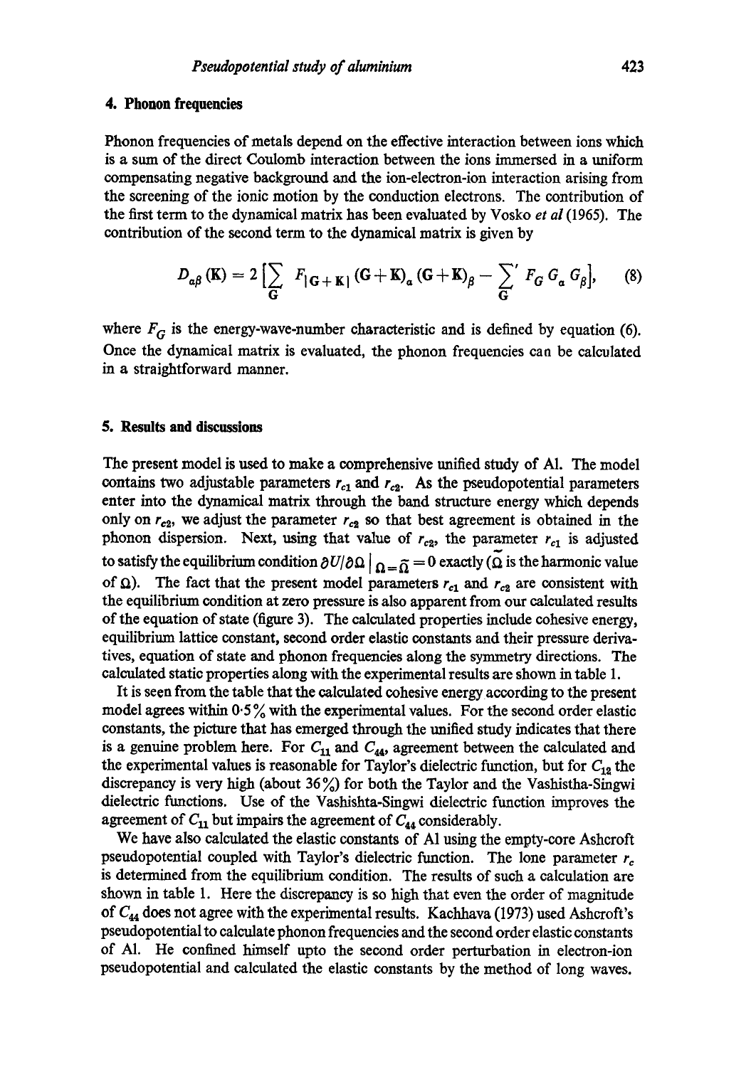## 4. Phonon frequencies

Phonon frequencies of metals depend on the effective interaction between ions which is a sum of the direct Coulomb interaction between the ions immersed in a uniform compensating negative background and the ion-electron-ion interaction arising from the screening of the ionic motion by the conduction electrons. The contribution of the first term to the dynamical matrix has been evaluated by Vosko *et al* (1965). The contribution of the second term to the dynamical matrix is given by

$$D_{\alpha\beta}(\mathbf{K}) = 2\left[\sum_{\mathbf{G}} F_{|\mathbf{G}+\mathbf{K}|}(\mathbf{G}+\mathbf{K})_{\alpha}(\mathbf{G}+\mathbf{K})_{\beta} - \sum_{\mathbf{G}}' F_G G_{\alpha} G_{\beta}\right], \tag{8}$$

where $F_G$ is the energy-wave-number characteristic and is defined by equation (6). Once the dynamical matrix is evaluated, the phonon frequencies can be calculated in a straightforward manner.

## 5. Results and discussions

The present model is used to make a comprehensive unified study of Al. The model contains two adjustable parameters $r_{c1}$ and $r_{c2}$. As the pseudopotential parameters enter into the dynamical matrix through the band structure energy which depends only on $r_{c2}$, we adjust the parameter $r_{c2}$ so that best agreement is obtained in the phonon dispersion. Next, using that value of $r_{c2}$, the parameter $r_{c1}$ is adjusted to satisfy the equilibrium condition $\partial U/\partial\Omega\,|_{\Omega=\tilde{\Omega}} = 0$ exactly ($\tilde{\Omega}$ is the harmonic value of $\Omega$). The fact that the present model parameters $r_{c1}$ and $r_{c2}$ are consistent with the equilibrium condition at zero pressure is also apparent from our calculated results of the equation of state (figure 3). The calculated properties include cohesive energy, equilibrium lattice constant, second order elastic constants and their pressure derivatives, equation of state and phonon frequencies along the symmetry directions. The calculated static properties along with the experimental results are shown in table 1.

It is seen from the table that the calculated cohesive energy according to the present model agrees within 0·5% with the experimental values. For the second order elastic constants, the picture that has emerged through the unified study indicates that there is a genuine problem here. For $C_{11}$ and $C_{44}$, agreement between the calculated and the experimental values is reasonable for Taylor's dielectric function, but for $C_{12}$ the discrepancy is very high (about 36%) for both the Taylor and the Vashistha-Singwi dielectric functions. Use of the Vashishta-Singwi dielectric function improves the agreement of $C_{11}$ but impairs the agreement of $C_{44}$ considerably.

We have also calculated the elastic constants of Al using the empty-core Ashcroft pseudopotential coupled with Taylor's dielectric function. The lone parameter $r_c$ is determined from the equilibrium condition. The results of such a calculation are shown in table 1. Here the discrepancy is so high that even the order of magnitude of $C_{44}$ does not agree with the experimental results. Kachhava (1973) used Ashcroft's pseudopotential to calculate phonon frequencies and the second order elastic constants of Al. He confined himself upto the second order perturbation in electron-ion pseudopotential and calculated the elastic constants by the method of long waves.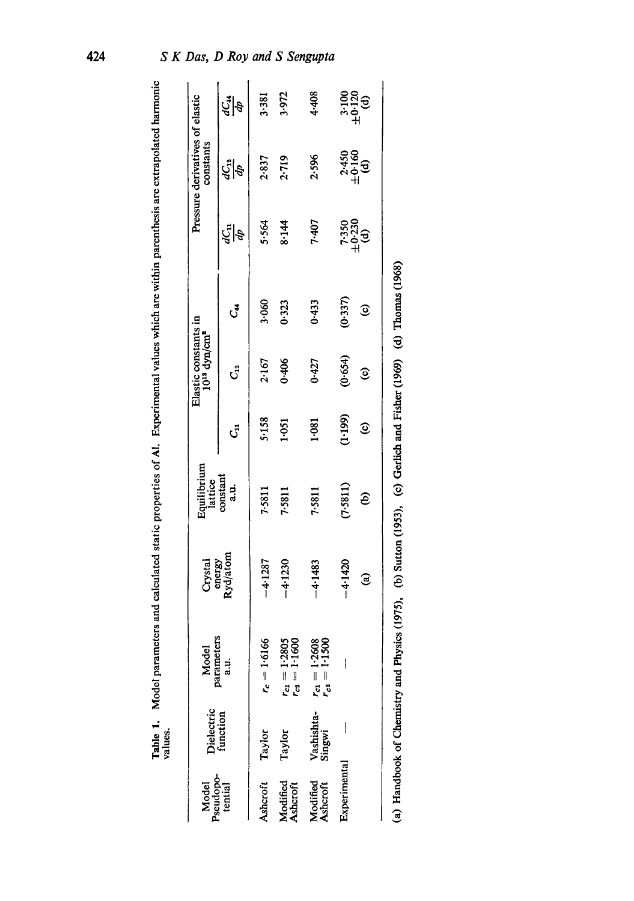**Table 1.** Model parameters and calculated static properties of Al. Experimental values which are within parenthesis are extrapolated harmonic values.

| Model Pseudopotential | Dielectric function | Model parameters a.u. | Crystal energy Ryd/atom | Equilibrium lattice constant a.u. | Elastic constants in $10^{12}$ dyn/cm$^2$ | | | Pressure derivatives of elastic constants | | |
|---|---|---|---|---|---|---|---|---|---|---|
| | | | | | $C_{11}$ | $C_{12}$ | $C_{44}$ | $\frac{dC_{11}}{dp}$ | $\frac{dC_{12}}{dp}$ | $\frac{dC_{44}}{dp}$ |
| Ashcroft | Taylor | $r_c = 1.6166$ | $-4.1287$ | 7.5811 | 5.158 | 2.167 | 3.060 | 5.564 | 2.837 | 3.381 |
| Modified Ashcroft | Taylor | $r_{c1} = 1.2805$ $r_{c2} = 1.1600$ | $-4.1230$ | 7.5811 | 1.051 | 0.406 | 0.323 | 8.144 | 2.719 | 3.972 |
| Modified Ashcroft | Vashishta-Singwi | $r_{c1} = 1.2608$ $r_{c2} = 1.1500$ | $-4.1483$ | 7.5811 | 1.081 | 0.427 | 0.433 | 7.407 | 2.596 | 4.408 |
| Experimental | — | — | $-4.1420$ (a) | (7.5811) (b) | (1.199) (c) | (0.654) (c) | (0.337) (c) | 7.350 $\pm$0.230 (d) | 2.450 $\pm$0.160 (d) | 3.100 $\pm$0.120 (d) |

(a) Handbook of Chemistry and Physics (1975), (b) Sutton (1953), (c) Gerlich and Fisher (1969) (d) Thomas (1968)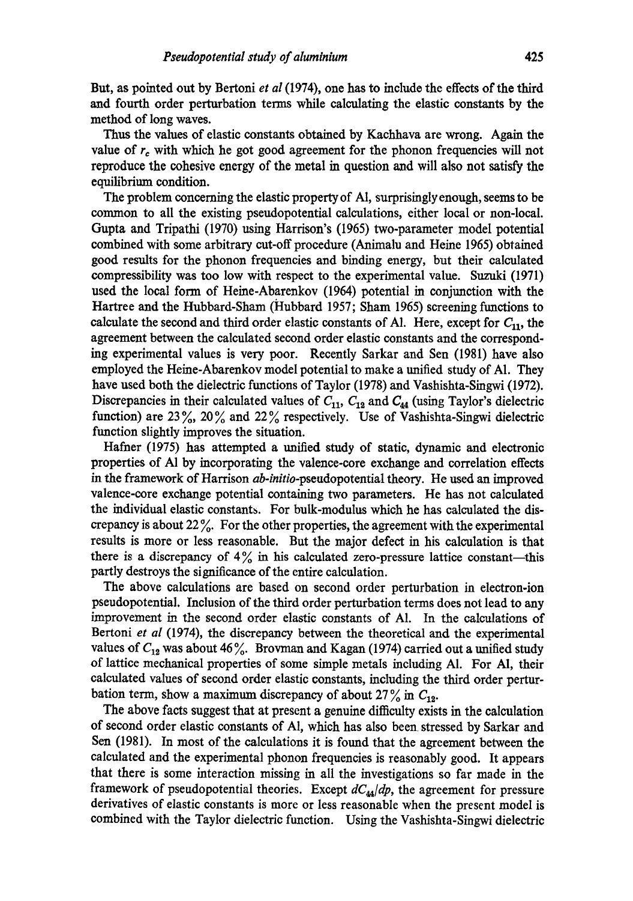But, as pointed out by Bertoni *et al* (1974), one has to include the effects of the third and fourth order perturbation terms while calculating the elastic constants by the method of long waves.

Thus the values of elastic constants obtained by Kachhava are wrong. Again the value of $r_c$ with which he got good agreement for the phonon frequencies will not reproduce the cohesive energy of the metal in question and will also not satisfy the equilibrium condition.

The problem concerning the elastic property of Al, surprisingly enough, seems to be common to all the existing pseudopotential calculations, either local or non-local. Gupta and Tripathi (1970) using Harrison's (1965) two-parameter model potential combined with some arbitrary cut-off procedure (Animalu and Heine 1965) obtained good results for the phonon frequencies and binding energy, but their calculated compressibility was too low with respect to the experimental value. Suzuki (1971) used the local form of Heine-Abarenkov (1964) potential in conjunction with the Hartree and the Hubbard-Sham (Hubbard 1957; Sham 1965) screening functions to calculate the second and third order elastic constants of Al. Here, except for $C_{11}$, the agreement between the calculated second order elastic constants and the corresponding experimental values is very poor. Recently Sarkar and Sen (1981) have also employed the Heine-Abarenkov model potential to make a unified study of Al. They have used both the dielectric functions of Taylor (1978) and Vashishta-Singwi (1972). Discrepancies in their calculated values of $C_{11}$, $C_{12}$ and $C_{44}$ (using Taylor's dielectric function) are 23%, 20% and 22% respectively. Use of Vashishta-Singwi dielectric function slightly improves the situation.

Hafner (1975) has attempted a unified study of static, dynamic and electronic properties of Al by incorporating the valence-core exchange and correlation effects in the framework of Harrison *ab-initio*-pseudopotential theory. He used an improved valence-core exchange potential containing two parameters. He has not calculated the individual elastic constants. For bulk-modulus which he has calculated the discrepancy is about 22%. For the other properties, the agreement with the experimental results is more or less reasonable. But the major defect in his calculation is that there is a discrepancy of 4% in his calculated zero-pressure lattice constant—this partly destroys the significance of the entire calculation.

The above calculations are based on second order perturbation in electron-ion pseudopotential. Inclusion of the third order perturbation terms does not lead to any improvement in the second order elastic constants of Al. In the calculations of Bertoni *et al* (1974), the discrepancy between the theoretical and the experimental values of $C_{12}$ was about 46%. Brovman and Kagan (1974) carried out a unified study of lattice mechanical properties of some simple metals including Al. For Al, their calculated values of second order elastic constants, including the third order perturbation term, show a maximum discrepancy of about 27% in $C_{12}$.

The above facts suggest that at present a genuine difficulty exists in the calculation of second order elastic constants of Al, which has also been stressed by Sarkar and Sen (1981). In most of the calculations it is found that the agreement between the calculated and the experimental phonon frequencies is reasonably good. It appears that there is some interaction missing in all the investigations so far made in the framework of pseudopotential theories. Except $dC_{44}/dp$, the agreement for pressure derivatives of elastic constants is more or less reasonable when the present model is combined with the Taylor dielectric function. Using the Vashishta-Singwi dielectric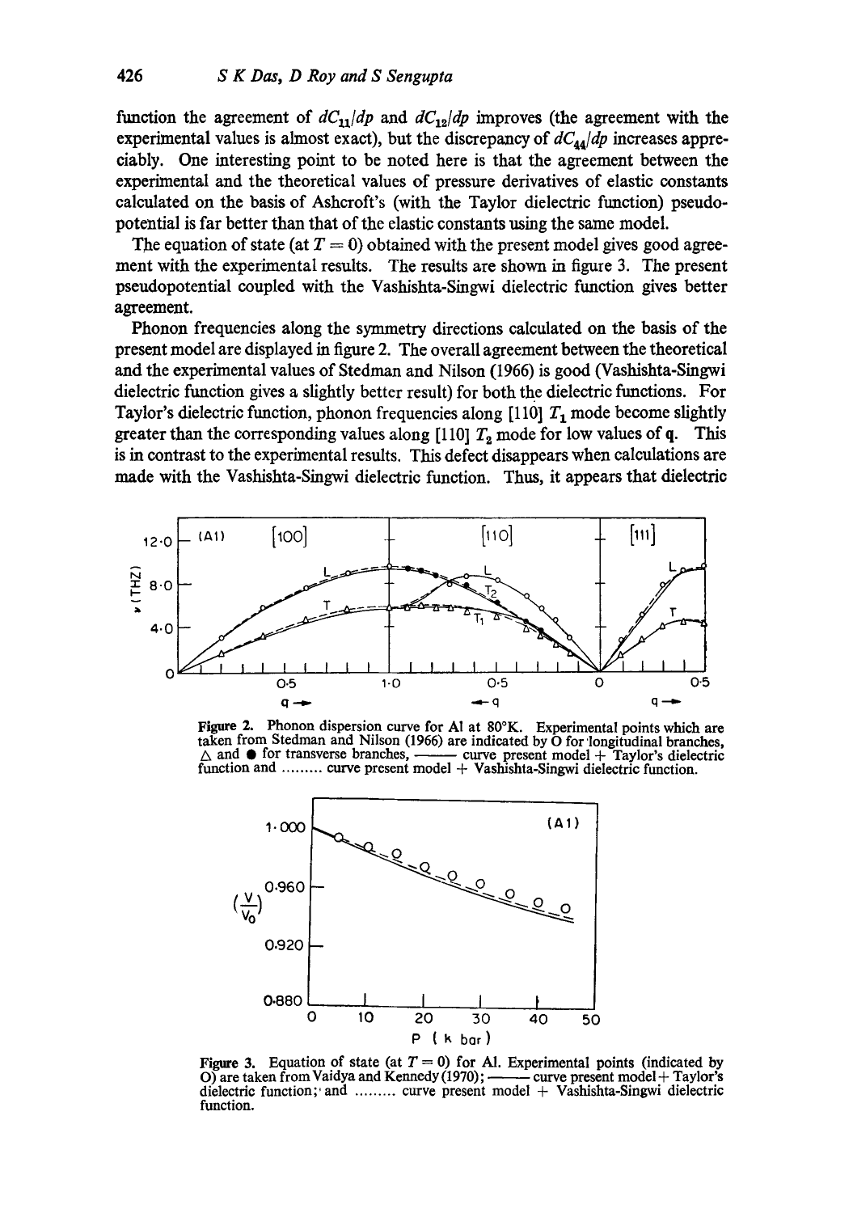function the agreement of $dC_{11}/dp$ and $dC_{12}/dp$ improves (the agreement with the experimental values is almost exact), but the discrepancy of $dC_{44}/dp$ increases appreciably. One interesting point to be noted here is that the agreement between the experimental and the theoretical values of pressure derivatives of elastic constants calculated on the basis of Ashcroft's (with the Taylor dielectric function) pseudopotential is far better than that of the elastic constants using the same model.

The equation of state (at $T = 0$) obtained with the present model gives good agreement with the experimental results. The results are shown in figure 3. The present pseudopotential coupled with the Vashishta-Singwi dielectric function gives better agreement.

Phonon frequencies along the symmetry directions calculated on the basis of the present model are displayed in figure 2. The overall agreement between the theoretical and the experimental values of Stedman and Nilson (1966) is good (Vashishta-Singwi dielectric function gives a slightly better result) for both the dielectric functions. For Taylor's dielectric function, phonon frequencies along [110] $T_1$ mode become slightly greater than the corresponding values along [110] $T_2$ mode for low values of **q**. This is in contrast to the experimental results. This defect disappears when calculations are made with the Vashishta-Singwi dielectric function. Thus, it appears that dielectric

**Figure 2.** Phonon dispersion curve for Al at 80°K. Experimental points which are taken from Stedman and Nilson (1966) are indicated by O for longitudinal branches, △ and ● for transverse branches, ——— curve present model + Taylor's dielectric function and ......... curve present model + Vashishta-Singwi dielectric function.

**Figure 3.** Equation of state (at $T = 0$) for Al. Experimental points (indicated by O) are taken from Vaidya and Kennedy (1970); ——— curve present model + Taylor's dielectric function; and ......... curve present model + Vashishta-Singwi dielectric function.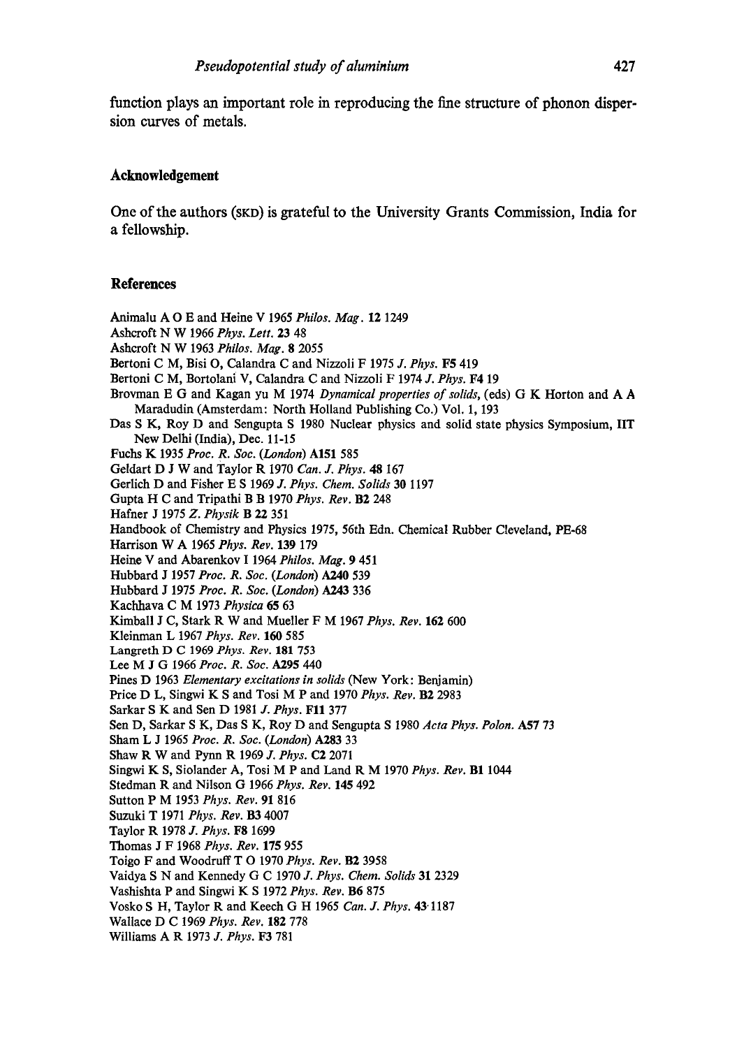function plays an important role in reproducing the fine structure of phonon dispersion curves of metals.

## Acknowledgement

One of the authors (SKD) is grateful to the University Grants Commission, India for a fellowship.

## References

Animalu A O E and Heine V 1965 *Philos. Mag.* **12** 1249

Ashcroft N W 1966 *Phys. Lett.* **23** 48

Ashcroft N W 1963 *Philos. Mag.* **8** 2055

Bertoni C M, Bisi O, Calandra C and Nizzoli F 1975 *J. Phys.* **F5** 419

Bertoni C M, Bortolani V, Calandra C and Nizzoli F 1974 *J. Phys.* **F4** 19

Brovman E G and Kagan yu M 1974 *Dynamical properties of solids*, (eds) G K Horton and A A Maradudin (Amsterdam: North Holland Publishing Co.) Vol. 1, 193

Das S K, Roy D and Sengupta S 1980 Nuclear physics and solid state physics Symposium, IIT New Delhi (India), Dec. 11-15

Fuchs K 1935 *Proc. R. Soc. (London)* **A151** 585

Geldart D J W and Taylor R 1970 *Can. J. Phys.* **48** 167

Gerlich D and Fisher E S 1969 *J. Phys. Chem. Solids* **30** 1197

Gupta H C and Tripathi B B 1970 *Phys. Rev.* **B2** 248

Hafner J 1975 *Z. Physik* **B 22** 351

Handbook of Chemistry and Physics 1975, 56th Edn. Chemical Rubber Cleveland, PE-68

Harrison W A 1965 *Phys. Rev.* **139** 179

Heine V and Abarenkov I 1964 *Philos. Mag.* **9** 451

Hubbard J 1957 *Proc. R. Soc. (London)* **A240** 539

Hubbard J 1975 *Proc. R. Soc. (London)* **A243** 336

Kachhava C M 1973 *Physica* **65** 63

Kimball J C, Stark R W and Mueller F M 1967 *Phys. Rev.* **162** 600

Kleinman L 1967 *Phys. Rev.* **160** 585

Langreth D C 1969 *Phys. Rev.* **181** 753

Lee M J G 1966 *Proc. R. Soc.* **A295** 440

Pines D 1963 *Elementary excitations in solids* (New York: Benjamin)

Price D L, Singwi K S and Tosi M P and 1970 *Phys. Rev.* **B2** 2983

Sarkar S K and Sen D 1981 *J. Phys.* **F11** 377

Sen D, Sarkar S K, Das S K, Roy D and Sengupta S 1980 *Acta Phys. Polon.* **A57** 73

Sham L J 1965 *Proc. R. Soc. (London)* **A283** 33

Shaw R W and Pynn R 1969 *J. Phys.* **C2** 2071

Singwi K S, Siolander A, Tosi M P and Land R M 1970 *Phys. Rev.* **B1** 1044

Stedman R and Nilson G 1966 *Phys. Rev.* **145** 492

Sutton P M 1953 *Phys. Rev.* **91** 816

Suzuki T 1971 *Phys. Rev.* **B3** 4007

Taylor R 1978 *J. Phys.* **F8** 1699

Thomas J F 1968 *Phys. Rev.* **175** 955

Toigo F and Woodruff T O 1970 *Phys. Rev.* **B2** 3958

Vaidya S N and Kennedy G C 1970 *J. Phys. Chem. Solids* **31** 2329

Vashishta P and Singwi K S 1972 *Phys. Rev.* **B6** 875

Vosko S H, Taylor R and Keech G H 1965 *Can. J. Phys.* **43** 1187

Wallace D C 1969 *Phys. Rev.* **182** 778

Williams A R 1973 *J. Phys.* **F3** 781